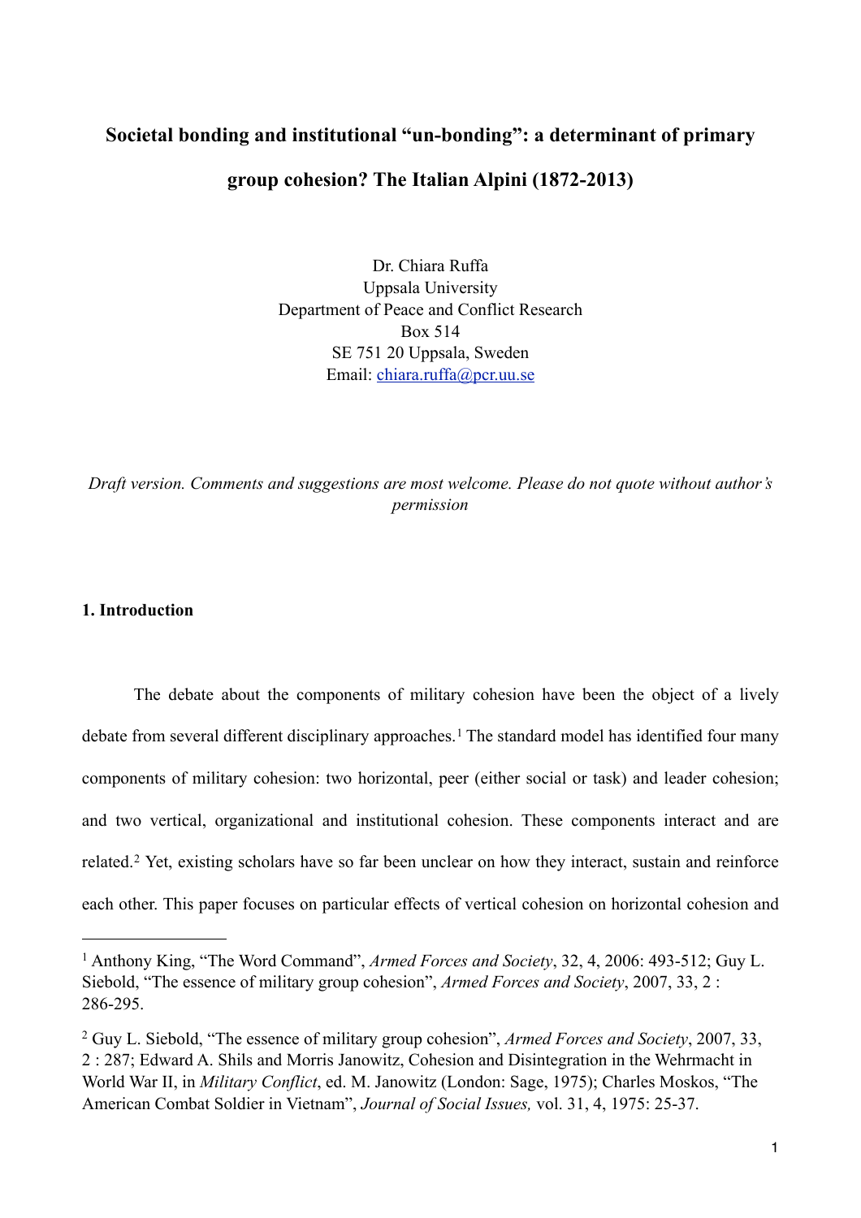# Societal bonding and institutional "un-bonding": a determinant of primary group cohesion? The Italian Alpini (1872-2013)

Dr. Chiara Ruffa
Uppsala University
Department of Peace and Conflict Research
Box 514
SE 751 20 Uppsala, Sweden
Email: chiara.ruffa@pcr.uu.se

*Draft version. Comments and suggestions are most welcome. Please do not quote without author's permission*

## 1. Introduction

The debate about the components of military cohesion have been the object of a lively debate from several different disciplinary approaches.[1] The standard model has identified four many components of military cohesion: two horizontal, peer (either social or task) and leader cohesion; and two vertical, organizational and institutional cohesion. These components interact and are related.[2] Yet, existing scholars have so far been unclear on how they interact, sustain and reinforce each other. This paper focuses on particular effects of vertical cohesion on horizontal cohesion and

---

[1] Anthony King, "The Word Command", *Armed Forces and Society*, 32, 4, 2006: 493-512; Guy L. Siebold, "The essence of military group cohesion", *Armed Forces and Society*, 2007, 33, 2 : 286-295.

[2] Guy L. Siebold, "The essence of military group cohesion", *Armed Forces and Society*, 2007, 33, 2 : 287; Edward A. Shils and Morris Janowitz, Cohesion and Disintegration in the Wehrmacht in World War II, in *Military Conflict*, ed. M. Janowitz (London: Sage, 1975); Charles Moskos, "The American Combat Soldier in Vietnam", *Journal of Social Issues,* vol. 31, 4, 1975: 25-37.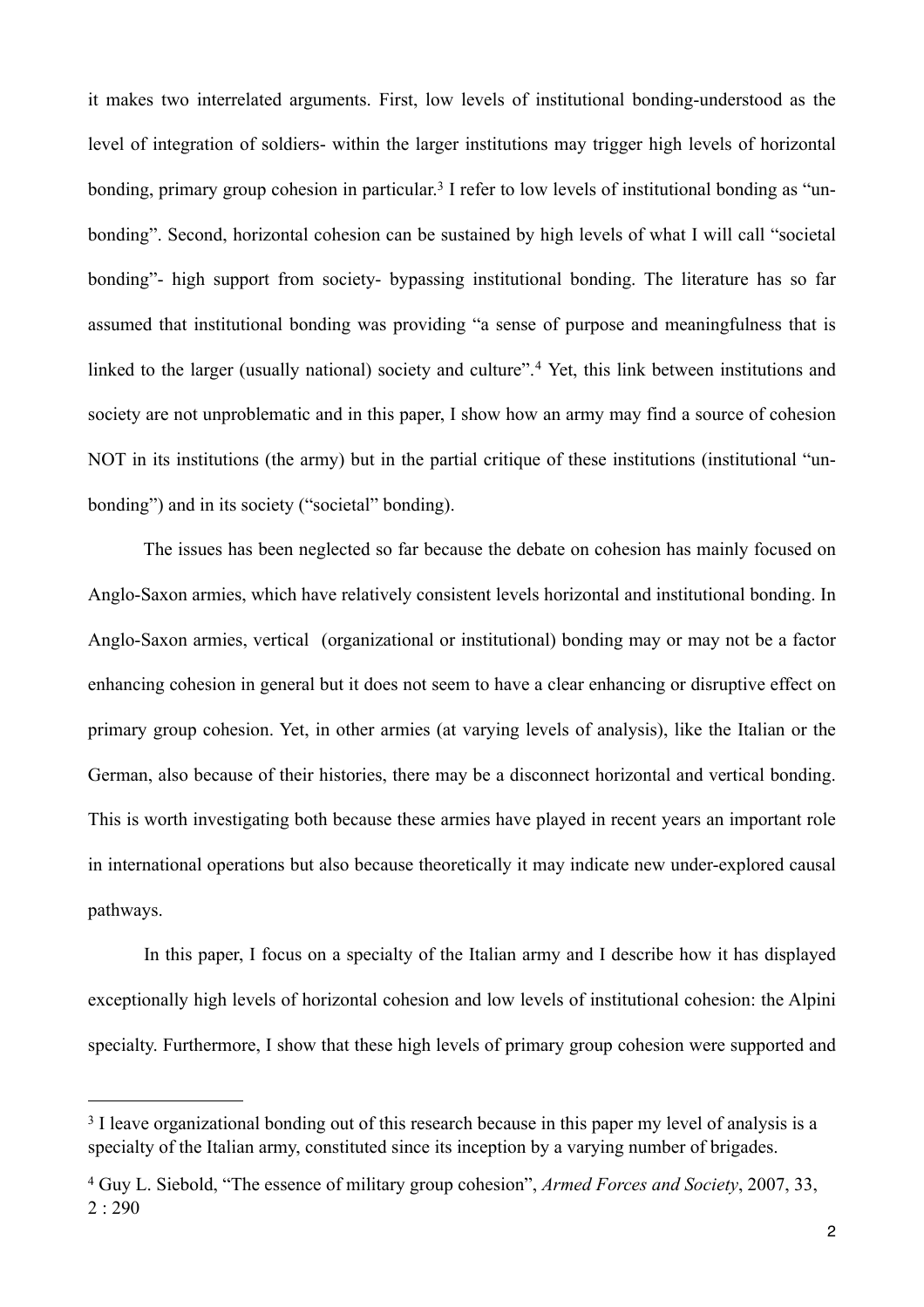it makes two interrelated arguments. First, low levels of institutional bonding-understood as the level of integration of soldiers- within the larger institutions may trigger high levels of horizontal bonding, primary group cohesion in particular.[3] I refer to low levels of institutional bonding as "un-bonding". Second, horizontal cohesion can be sustained by high levels of what I will call "societal bonding"- high support from society- bypassing institutional bonding. The literature has so far assumed that institutional bonding was providing "a sense of purpose and meaningfulness that is linked to the larger (usually national) society and culture".[4] Yet, this link between institutions and society are not unproblematic and in this paper, I show how an army may find a source of cohesion NOT in its institutions (the army) but in the partial critique of these institutions (institutional "un-bonding") and in its society ("societal" bonding).

The issues has been neglected so far because the debate on cohesion has mainly focused on Anglo-Saxon armies, which have relatively consistent levels horizontal and institutional bonding. In Anglo-Saxon armies, vertical (organizational or institutional) bonding may or may not be a factor enhancing cohesion in general but it does not seem to have a clear enhancing or disruptive effect on primary group cohesion. Yet, in other armies (at varying levels of analysis), like the Italian or the German, also because of their histories, there may be a disconnect horizontal and vertical bonding. This is worth investigating both because these armies have played in recent years an important role in international operations but also because theoretically it may indicate new under-explored causal pathways.

In this paper, I focus on a specialty of the Italian army and I describe how it has displayed exceptionally high levels of horizontal cohesion and low levels of institutional cohesion: the Alpini specialty. Furthermore, I show that these high levels of primary group cohesion were supported and

---

[3] I leave organizational bonding out of this research because in this paper my level of analysis is a specialty of the Italian army, constituted since its inception by a varying number of brigades.

[4] Guy L. Siebold, "The essence of military group cohesion", *Armed Forces and Society*, 2007, 33, 2 : 290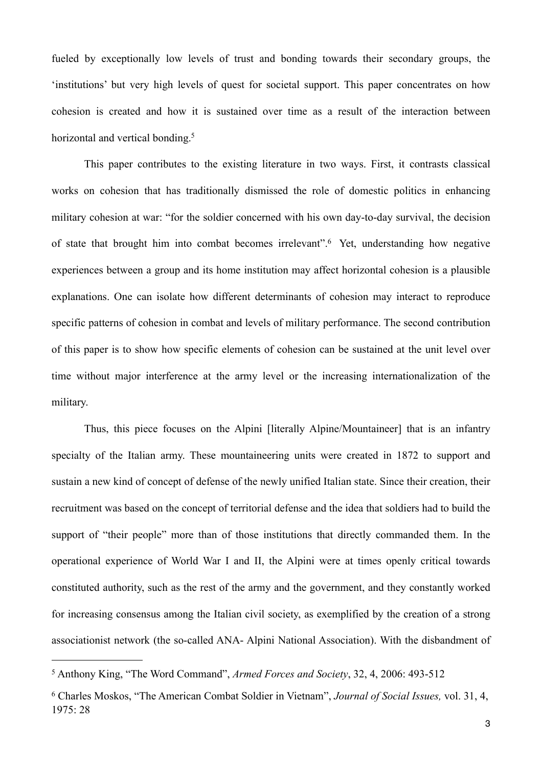fueled by exceptionally low levels of trust and bonding towards their secondary groups, the 'institutions' but very high levels of quest for societal support. This paper concentrates on how cohesion is created and how it is sustained over time as a result of the interaction between horizontal and vertical bonding.[5]

This paper contributes to the existing literature in two ways. First, it contrasts classical works on cohesion that has traditionally dismissed the role of domestic politics in enhancing military cohesion at war: "for the soldier concerned with his own day-to-day survival, the decision of state that brought him into combat becomes irrelevant".[6] Yet, understanding how negative experiences between a group and its home institution may affect horizontal cohesion is a plausible explanations. One can isolate how different determinants of cohesion may interact to reproduce specific patterns of cohesion in combat and levels of military performance. The second contribution of this paper is to show how specific elements of cohesion can be sustained at the unit level over time without major interference at the army level or the increasing internationalization of the military.

Thus, this piece focuses on the Alpini [literally Alpine/Mountaineer] that is an infantry specialty of the Italian army. These mountaineering units were created in 1872 to support and sustain a new kind of concept of defense of the newly unified Italian state. Since their creation, their recruitment was based on the concept of territorial defense and the idea that soldiers had to build the support of "their people" more than of those institutions that directly commanded them. In the operational experience of World War I and II, the Alpini were at times openly critical towards constituted authority, such as the rest of the army and the government, and they constantly worked for increasing consensus among the Italian civil society, as exemplified by the creation of a strong associationist network (the so-called ANA- Alpini National Association). With the disbandment of

---

[5] Anthony King, "The Word Command", *Armed Forces and Society*, 32, 4, 2006: 493-512

[6] Charles Moskos, "The American Combat Soldier in Vietnam", *Journal of Social Issues,* vol. 31, 4, 1975: 28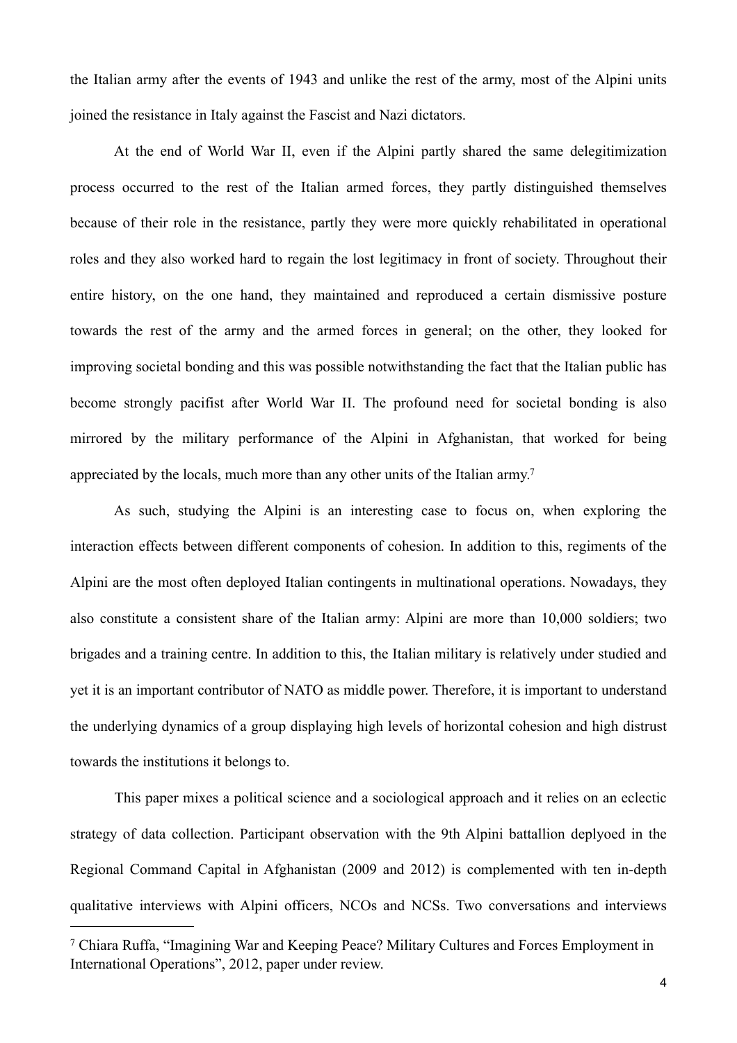the Italian army after the events of 1943 and unlike the rest of the army, most of the Alpini units joined the resistance in Italy against the Fascist and Nazi dictators.

At the end of World War II, even if the Alpini partly shared the same delegitimization process occurred to the rest of the Italian armed forces, they partly distinguished themselves because of their role in the resistance, partly they were more quickly rehabilitated in operational roles and they also worked hard to regain the lost legitimacy in front of society. Throughout their entire history, on the one hand, they maintained and reproduced a certain dismissive posture towards the rest of the army and the armed forces in general; on the other, they looked for improving societal bonding and this was possible notwithstanding the fact that the Italian public has become strongly pacifist after World War II. The profound need for societal bonding is also mirrored by the military performance of the Alpini in Afghanistan, that worked for being appreciated by the locals, much more than any other units of the Italian army.[7]

As such, studying the Alpini is an interesting case to focus on, when exploring the interaction effects between different components of cohesion. In addition to this, regiments of the Alpini are the most often deployed Italian contingents in multinational operations. Nowadays, they also constitute a consistent share of the Italian army: Alpini are more than 10,000 soldiers; two brigades and a training centre. In addition to this, the Italian military is relatively under studied and yet it is an important contributor of NATO as middle power. Therefore, it is important to understand the underlying dynamics of a group displaying high levels of horizontal cohesion and high distrust towards the institutions it belongs to.

This paper mixes a political science and a sociological approach and it relies on an eclectic strategy of data collection. Participant observation with the 9th Alpini battallion deplyoed in the Regional Command Capital in Afghanistan (2009 and 2012) is complemented with ten in-depth qualitative interviews with Alpini officers, NCOs and NCSs. Two conversations and interviews

---

[7] Chiara Ruffa, "Imagining War and Keeping Peace? Military Cultures and Forces Employment in International Operations", 2012, paper under review.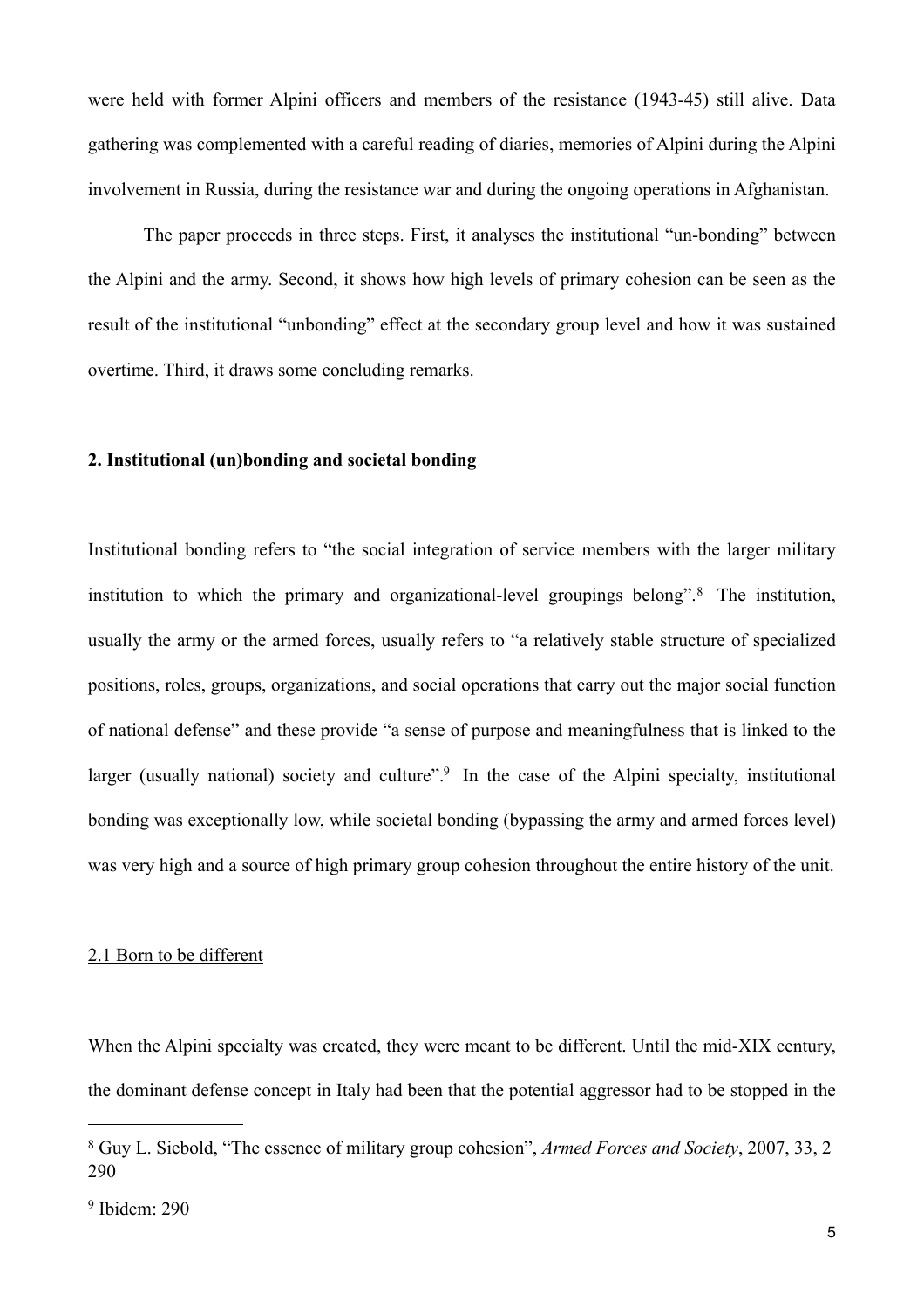were held with former Alpini officers and members of the resistance (1943-45) still alive. Data gathering was complemented with a careful reading of diaries, memories of Alpini during the Alpini involvement in Russia, during the resistance war and during the ongoing operations in Afghanistan.

The paper proceeds in three steps. First, it analyses the institutional "un-bonding" between the Alpini and the army. Second, it shows how high levels of primary cohesion can be seen as the result of the institutional "unbonding" effect at the secondary group level and how it was sustained overtime. Third, it draws some concluding remarks.

## 2. Institutional (un)bonding and societal bonding

Institutional bonding refers to "the social integration of service members with the larger military institution to which the primary and organizational-level groupings belong".[8] The institution, usually the army or the armed forces, usually refers to "a relatively stable structure of specialized positions, roles, groups, organizations, and social operations that carry out the major social function of national defense" and these provide "a sense of purpose and meaningfulness that is linked to the larger (usually national) society and culture".[9] In the case of the Alpini specialty, institutional bonding was exceptionally low, while societal bonding (bypassing the army and armed forces level) was very high and a source of high primary group cohesion throughout the entire history of the unit.

### 2.1 Born to be different

When the Alpini specialty was created, they were meant to be different. Until the mid-XIX century, the dominant defense concept in Italy had been that the potential aggressor had to be stopped in the

---

[8] Guy L. Siebold, "The essence of military group cohesion", *Armed Forces and Society*, 2007, 33, 2 290

[9] Ibidem: 290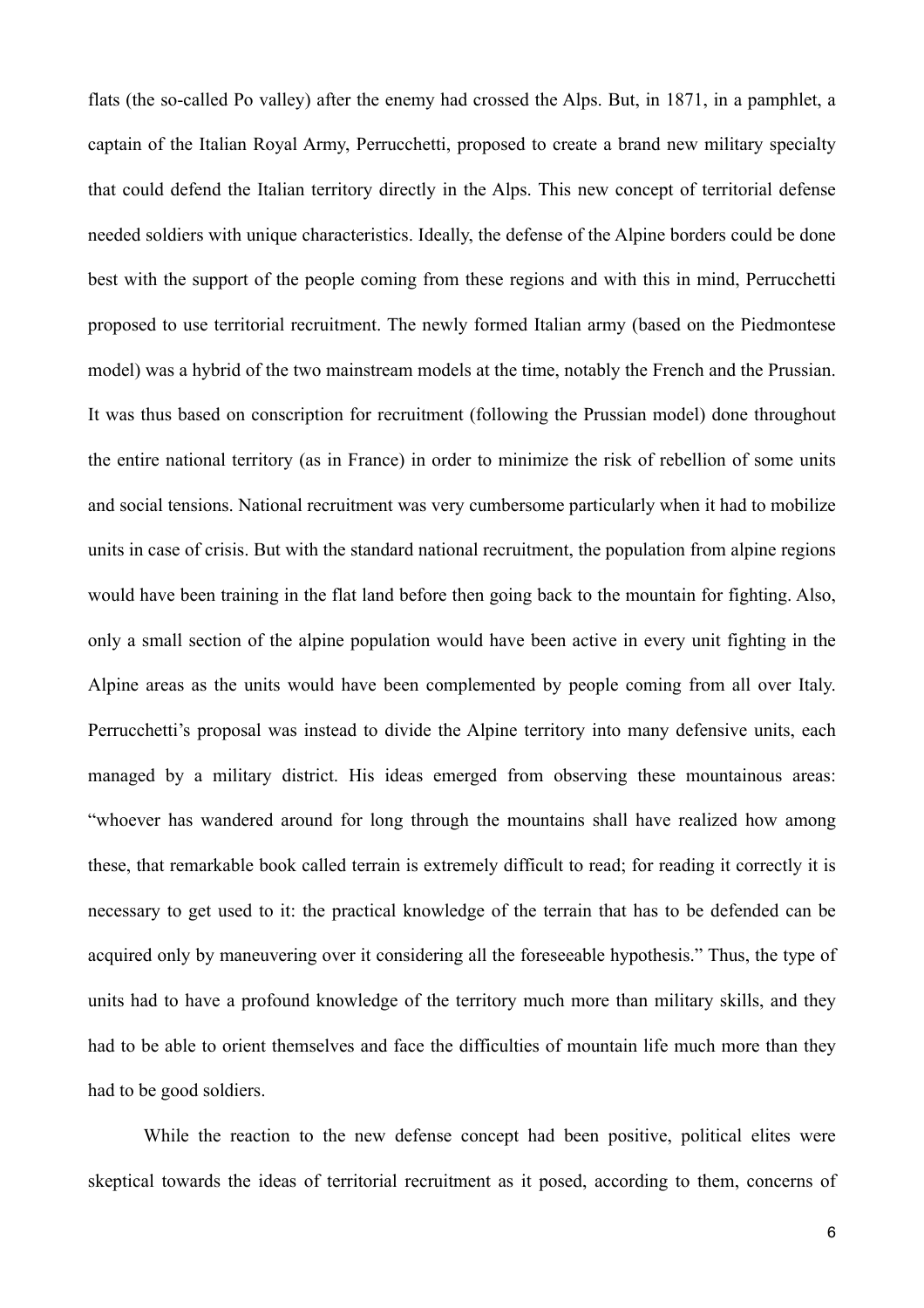flats (the so-called Po valley) after the enemy had crossed the Alps. But, in 1871, in a pamphlet, a captain of the Italian Royal Army, Perrucchetti, proposed to create a brand new military specialty that could defend the Italian territory directly in the Alps. This new concept of territorial defense needed soldiers with unique characteristics. Ideally, the defense of the Alpine borders could be done best with the support of the people coming from these regions and with this in mind, Perrucchetti proposed to use territorial recruitment. The newly formed Italian army (based on the Piedmontese model) was a hybrid of the two mainstream models at the time, notably the French and the Prussian. It was thus based on conscription for recruitment (following the Prussian model) done throughout the entire national territory (as in France) in order to minimize the risk of rebellion of some units and social tensions. National recruitment was very cumbersome particularly when it had to mobilize units in case of crisis. But with the standard national recruitment, the population from alpine regions would have been training in the flat land before then going back to the mountain for fighting. Also, only a small section of the alpine population would have been active in every unit fighting in the Alpine areas as the units would have been complemented by people coming from all over Italy. Perrucchetti's proposal was instead to divide the Alpine territory into many defensive units, each managed by a military district. His ideas emerged from observing these mountainous areas: "whoever has wandered around for long through the mountains shall have realized how among these, that remarkable book called terrain is extremely difficult to read; for reading it correctly it is necessary to get used to it: the practical knowledge of the terrain that has to be defended can be acquired only by maneuvering over it considering all the foreseeable hypothesis." Thus, the type of units had to have a profound knowledge of the territory much more than military skills, and they had to be able to orient themselves and face the difficulties of mountain life much more than they had to be good soldiers.

While the reaction to the new defense concept had been positive, political elites were skeptical towards the ideas of territorial recruitment as it posed, according to them, concerns of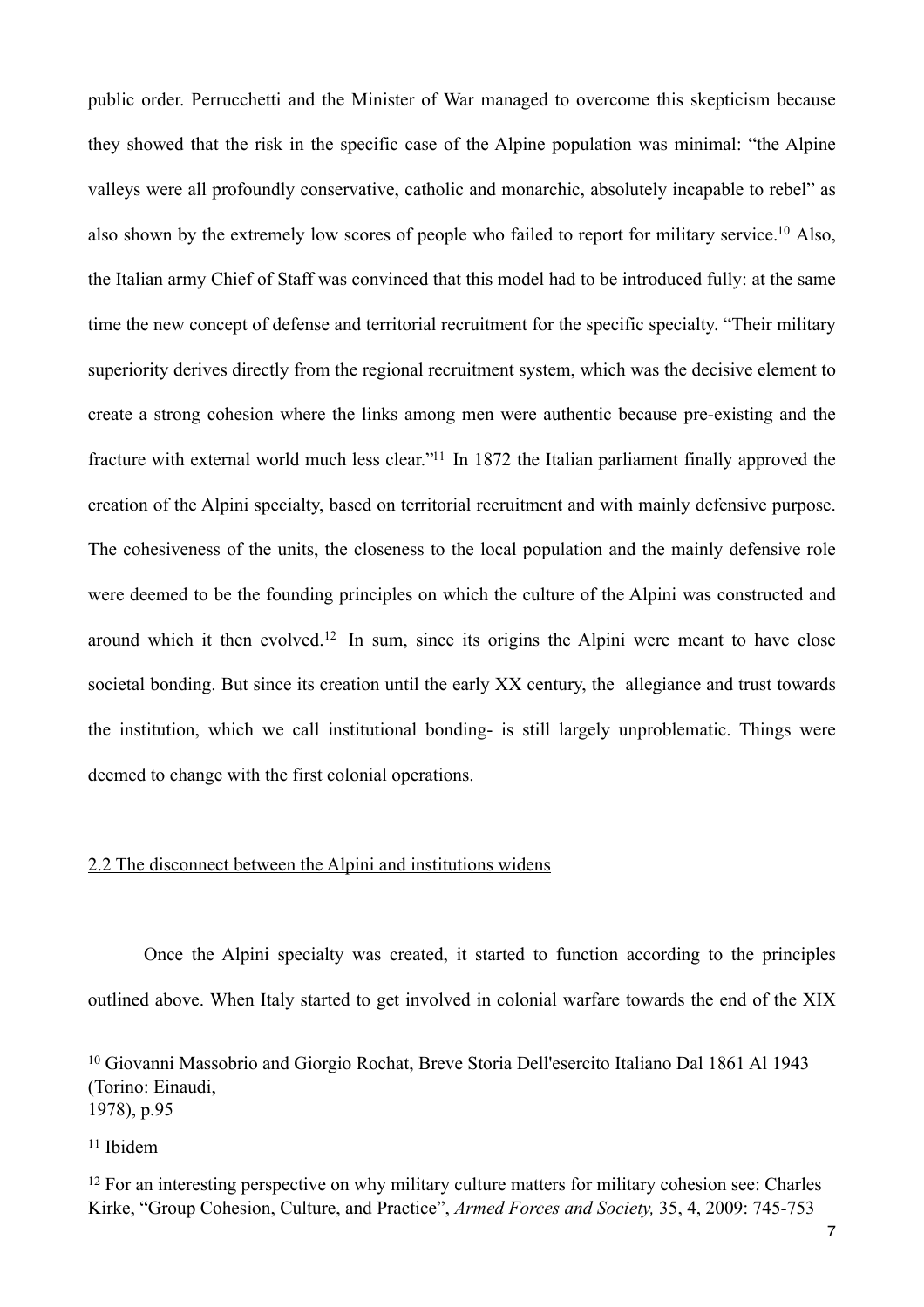public order. Perrucchetti and the Minister of War managed to overcome this skepticism because they showed that the risk in the specific case of the Alpine population was minimal: "the Alpine valleys were all profoundly conservative, catholic and monarchic, absolutely incapable to rebel" as also shown by the extremely low scores of people who failed to report for military service.[10] Also, the Italian army Chief of Staff was convinced that this model had to be introduced fully: at the same time the new concept of defense and territorial recruitment for the specific specialty. "Their military superiority derives directly from the regional recruitment system, which was the decisive element to create a strong cohesion where the links among men were authentic because pre-existing and the fracture with external world much less clear."[11] In 1872 the Italian parliament finally approved the creation of the Alpini specialty, based on territorial recruitment and with mainly defensive purpose. The cohesiveness of the units, the closeness to the local population and the mainly defensive role were deemed to be the founding principles on which the culture of the Alpini was constructed and around which it then evolved.[12] In sum, since its origins the Alpini were meant to have close societal bonding. But since its creation until the early XX century, the allegiance and trust towards the institution, which we call institutional bonding- is still largely unproblematic. Things were deemed to change with the first colonial operations.

## 2.2 The disconnect between the Alpini and institutions widens

Once the Alpini specialty was created, it started to function according to the principles outlined above. When Italy started to get involved in colonial warfare towards the end of the XIX

---

[10] Giovanni Massobrio and Giorgio Rochat, Breve Storia Dell'esercito Italiano Dal 1861 Al 1943 (Torino: Einaudi, 1978), p.95

[11] Ibidem

[12] For an interesting perspective on why military culture matters for military cohesion see: Charles Kirke, "Group Cohesion, Culture, and Practice", *Armed Forces and Society,* 35, 4, 2009: 745-753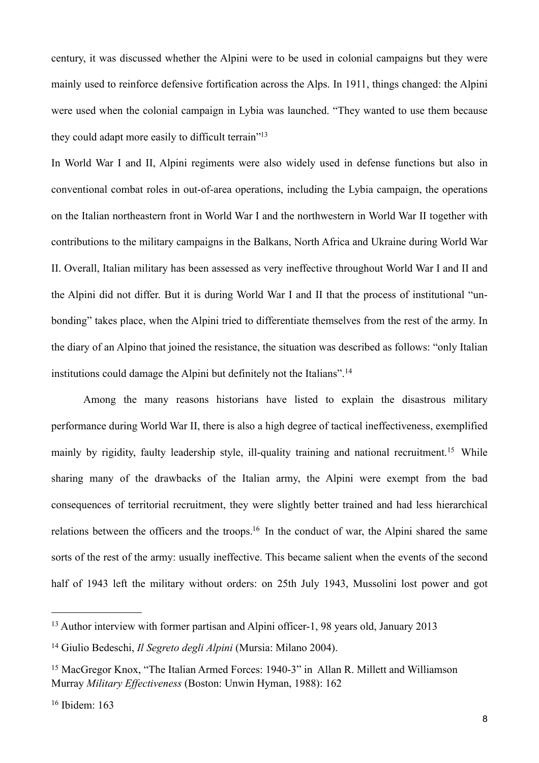century, it was discussed whether the Alpini were to be used in colonial campaigns but they were mainly used to reinforce defensive fortification across the Alps. In 1911, things changed: the Alpini were used when the colonial campaign in Lybia was launched. "They wanted to use them because they could adapt more easily to difficult terrain"[13]

In World War I and II, Alpini regiments were also widely used in defense functions but also in conventional combat roles in out-of-area operations, including the Lybia campaign, the operations on the Italian northeastern front in World War I and the northwestern in World War II together with contributions to the military campaigns in the Balkans, North Africa and Ukraine during World War II. Overall, Italian military has been assessed as very ineffective throughout World War I and II and the Alpini did not differ. But it is during World War I and II that the process of institutional "un-bonding" takes place, when the Alpini tried to differentiate themselves from the rest of the army. In the diary of an Alpino that joined the resistance, the situation was described as follows: "only Italian institutions could damage the Alpini but definitely not the Italians".[14]

Among the many reasons historians have listed to explain the disastrous military performance during World War II, there is also a high degree of tactical ineffectiveness, exemplified mainly by rigidity, faulty leadership style, ill-quality training and national recruitment.[15] While sharing many of the drawbacks of the Italian army, the Alpini were exempt from the bad consequences of territorial recruitment, they were slightly better trained and had less hierarchical relations between the officers and the troops.[16] In the conduct of war, the Alpini shared the same sorts of the rest of the army: usually ineffective. This became salient when the events of the second half of 1943 left the military without orders: on 25th July 1943, Mussolini lost power and got

---

[13] Author interview with former partisan and Alpini officer-1, 98 years old, January 2013

[14] Giulio Bedeschi, *Il Segreto degli Alpini* (Mursia: Milano 2004).

[15] MacGregor Knox, "The Italian Armed Forces: 1940-3" in Allan R. Millett and Williamson Murray *Military Effectiveness* (Boston: Unwin Hyman, 1988): 162

[16] Ibidem: 163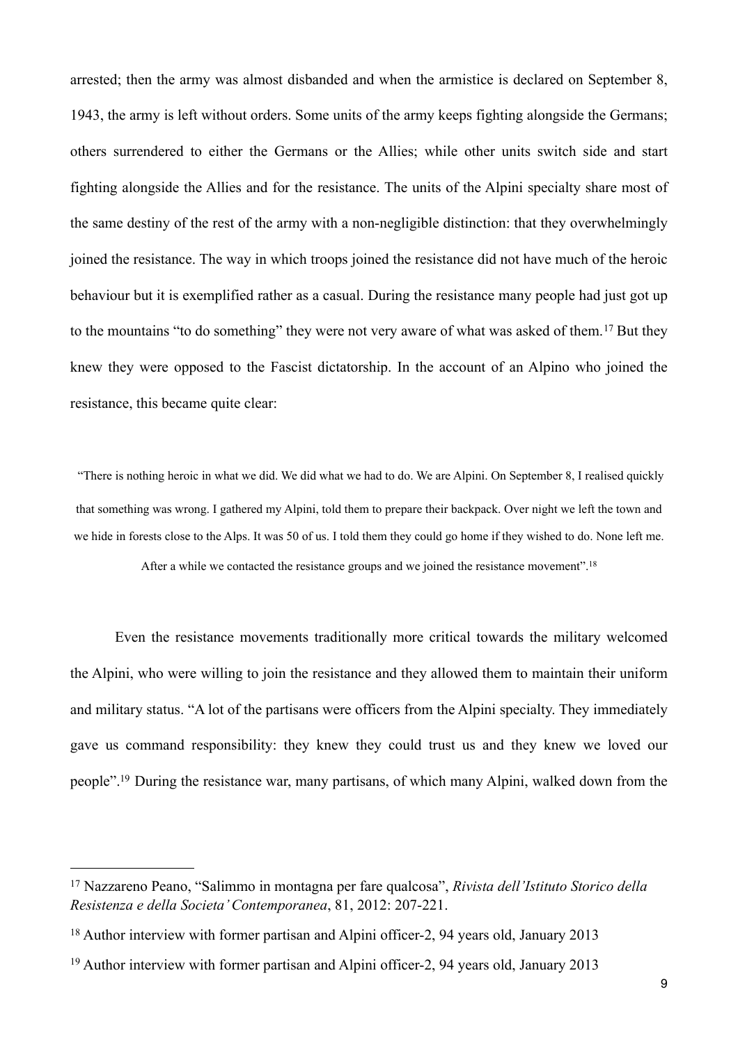arrested; then the army was almost disbanded and when the armistice is declared on September 8, 1943, the army is left without orders. Some units of the army keeps fighting alongside the Germans; others surrendered to either the Germans or the Allies; while other units switch side and start fighting alongside the Allies and for the resistance. The units of the Alpini specialty share most of the same destiny of the rest of the army with a non-negligible distinction: that they overwhelmingly joined the resistance. The way in which troops joined the resistance did not have much of the heroic behaviour but it is exemplified rather as a casual. During the resistance many people had just got up to the mountains "to do something" they were not very aware of what was asked of them.[17] But they knew they were opposed to the Fascist dictatorship. In the account of an Alpino who joined the resistance, this became quite clear:

> "There is nothing heroic in what we did. We did what we had to do. We are Alpini. On September 8, I realised quickly that something was wrong. I gathered my Alpini, told them to prepare their backpack. Over night we left the town and we hide in forests close to the Alps. It was 50 of us. I told them they could go home if they wished to do. None left me. After a while we contacted the resistance groups and we joined the resistance movement".[18]

Even the resistance movements traditionally more critical towards the military welcomed the Alpini, who were willing to join the resistance and they allowed them to maintain their uniform and military status. "A lot of the partisans were officers from the Alpini specialty. They immediately gave us command responsibility: they knew they could trust us and they knew we loved our people".[19] During the resistance war, many partisans, of which many Alpini, walked down from the

---

[17] Nazzareno Peano, "Salimmo in montagna per fare qualcosa", *Rivista dell'Istituto Storico della Resistenza e della Societa' Contemporanea*, 81, 2012: 207-221.

[18] Author interview with former partisan and Alpini officer-2, 94 years old, January 2013

[19] Author interview with former partisan and Alpini officer-2, 94 years old, January 2013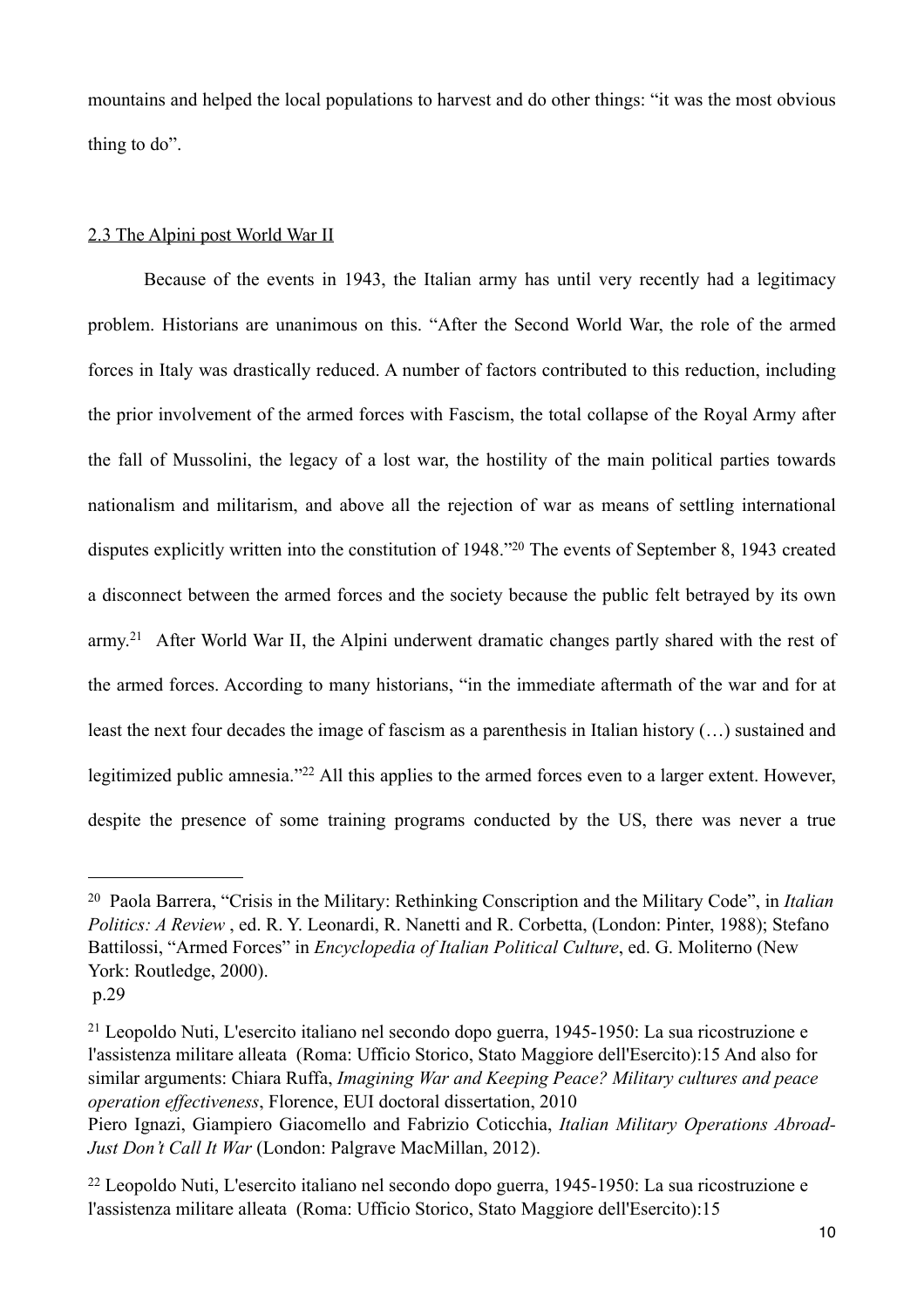mountains and helped the local populations to harvest and do other things: "it was the most obvious thing to do".

## 2.3 The Alpini post World War II

Because of the events in 1943, the Italian army has until very recently had a legitimacy problem. Historians are unanimous on this. "After the Second World War, the role of the armed forces in Italy was drastically reduced. A number of factors contributed to this reduction, including the prior involvement of the armed forces with Fascism, the total collapse of the Royal Army after the fall of Mussolini, the legacy of a lost war, the hostility of the main political parties towards nationalism and militarism, and above all the rejection of war as means of settling international disputes explicitly written into the constitution of 1948."[20] The events of September 8, 1943 created a disconnect between the armed forces and the society because the public felt betrayed by its own army.[21] After World War II, the Alpini underwent dramatic changes partly shared with the rest of the armed forces. According to many historians, "in the immediate aftermath of the war and for at least the next four decades the image of fascism as a parenthesis in Italian history (…) sustained and legitimized public amnesia."[22] All this applies to the armed forces even to a larger extent. However, despite the presence of some training programs conducted by the US, there was never a true

---

[20] Paola Barrera, "Crisis in the Military: Rethinking Conscription and the Military Code", in *Italian Politics: A Review* , ed. R. Y. Leonardi, R. Nanetti and R. Corbetta, (London: Pinter, 1988); Stefano Battilossi, "Armed Forces" in *Encyclopedia of Italian Political Culture*, ed. G. Moliterno (New York: Routledge, 2000).
p.29

[21] Leopoldo Nuti, L'esercito italiano nel secondo dopo guerra, 1945-1950: La sua ricostruzione e l'assistenza militare alleata (Roma: Ufficio Storico, Stato Maggiore dell'Esercito):15 And also for similar arguments: Chiara Ruffa, *Imagining War and Keeping Peace? Military cultures and peace operation effectiveness*, Florence, EUI doctoral dissertation, 2010
Piero Ignazi, Giampiero Giacomello and Fabrizio Coticchia, *Italian Military Operations Abroad-Just Don't Call It War* (London: Palgrave MacMillan, 2012).

[22] Leopoldo Nuti, L'esercito italiano nel secondo dopo guerra, 1945-1950: La sua ricostruzione e l'assistenza militare alleata (Roma: Ufficio Storico, Stato Maggiore dell'Esercito):15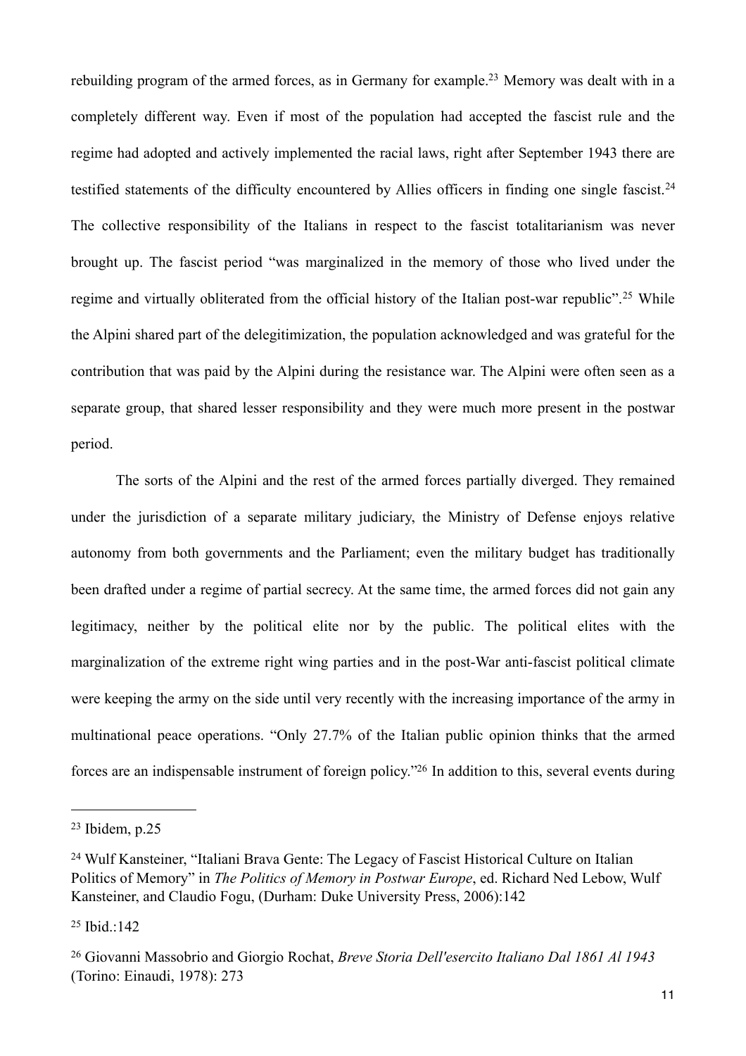rebuilding program of the armed forces, as in Germany for example.[23] Memory was dealt with in a completely different way. Even if most of the population had accepted the fascist rule and the regime had adopted and actively implemented the racial laws, right after September 1943 there are testified statements of the difficulty encountered by Allies officers in finding one single fascist.[24] The collective responsibility of the Italians in respect to the fascist totalitarianism was never brought up. The fascist period "was marginalized in the memory of those who lived under the regime and virtually obliterated from the official history of the Italian post-war republic".[25] While the Alpini shared part of the delegitimization, the population acknowledged and was grateful for the contribution that was paid by the Alpini during the resistance war. The Alpini were often seen as a separate group, that shared lesser responsibility and they were much more present in the postwar period.

The sorts of the Alpini and the rest of the armed forces partially diverged. They remained under the jurisdiction of a separate military judiciary, the Ministry of Defense enjoys relative autonomy from both governments and the Parliament; even the military budget has traditionally been drafted under a regime of partial secrecy. At the same time, the armed forces did not gain any legitimacy, neither by the political elite nor by the public. The political elites with the marginalization of the extreme right wing parties and in the post-War anti-fascist political climate were keeping the army on the side until very recently with the increasing importance of the army in multinational peace operations. "Only 27.7% of the Italian public opinion thinks that the armed forces are an indispensable instrument of foreign policy."[26] In addition to this, several events during

---

[23] Ibidem, p.25

[24] Wulf Kansteiner, "Italiani Brava Gente: The Legacy of Fascist Historical Culture on Italian Politics of Memory" in *The Politics of Memory in Postwar Europe*, ed. Richard Ned Lebow, Wulf Kansteiner, and Claudio Fogu, (Durham: Duke University Press, 2006):142

[25] Ibid.:142

[26] Giovanni Massobrio and Giorgio Rochat, *Breve Storia Dell'esercito Italiano Dal 1861 Al 1943* (Torino: Einaudi, 1978): 273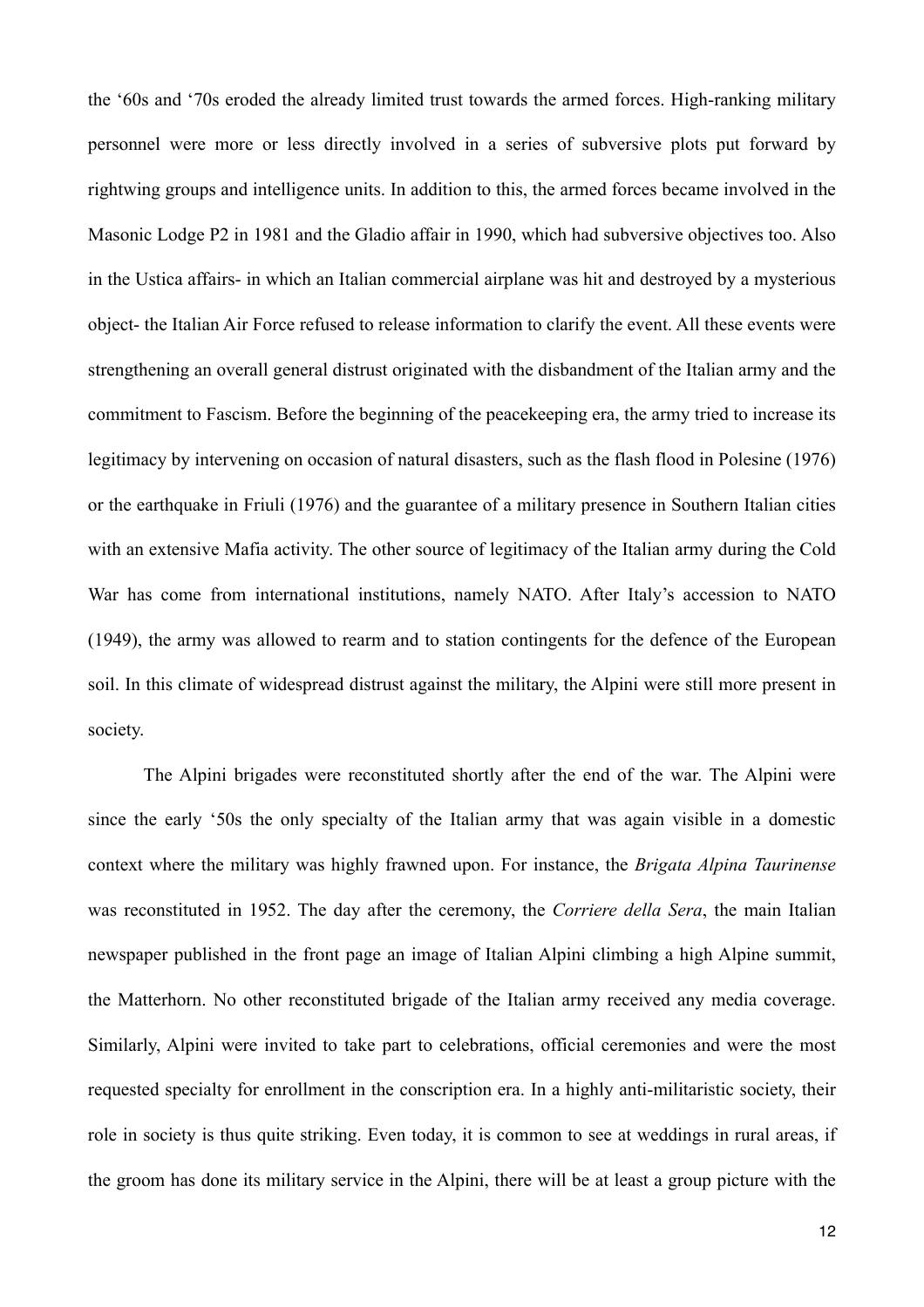the '60s and '70s eroded the already limited trust towards the armed forces. High-ranking military personnel were more or less directly involved in a series of subversive plots put forward by rightwing groups and intelligence units. In addition to this, the armed forces became involved in the Masonic Lodge P2 in 1981 and the Gladio affair in 1990, which had subversive objectives too. Also in the Ustica affairs- in which an Italian commercial airplane was hit and destroyed by a mysterious object- the Italian Air Force refused to release information to clarify the event. All these events were strengthening an overall general distrust originated with the disbandment of the Italian army and the commitment to Fascism. Before the beginning of the peacekeeping era, the army tried to increase its legitimacy by intervening on occasion of natural disasters, such as the flash flood in Polesine (1976) or the earthquake in Friuli (1976) and the guarantee of a military presence in Southern Italian cities with an extensive Mafia activity. The other source of legitimacy of the Italian army during the Cold War has come from international institutions, namely NATO. After Italy's accession to NATO (1949), the army was allowed to rearm and to station contingents for the defence of the European soil. In this climate of widespread distrust against the military, the Alpini were still more present in society.

The Alpini brigades were reconstituted shortly after the end of the war. The Alpini were since the early '50s the only specialty of the Italian army that was again visible in a domestic context where the military was highly frawned upon. For instance, the *Brigata Alpina Taurinense* was reconstituted in 1952. The day after the ceremony, the *Corriere della Sera*, the main Italian newspaper published in the front page an image of Italian Alpini climbing a high Alpine summit, the Matterhorn. No other reconstituted brigade of the Italian army received any media coverage. Similarly, Alpini were invited to take part to celebrations, official ceremonies and were the most requested specialty for enrollment in the conscription era. In a highly anti-militaristic society, their role in society is thus quite striking. Even today, it is common to see at weddings in rural areas, if the groom has done its military service in the Alpini, there will be at least a group picture with the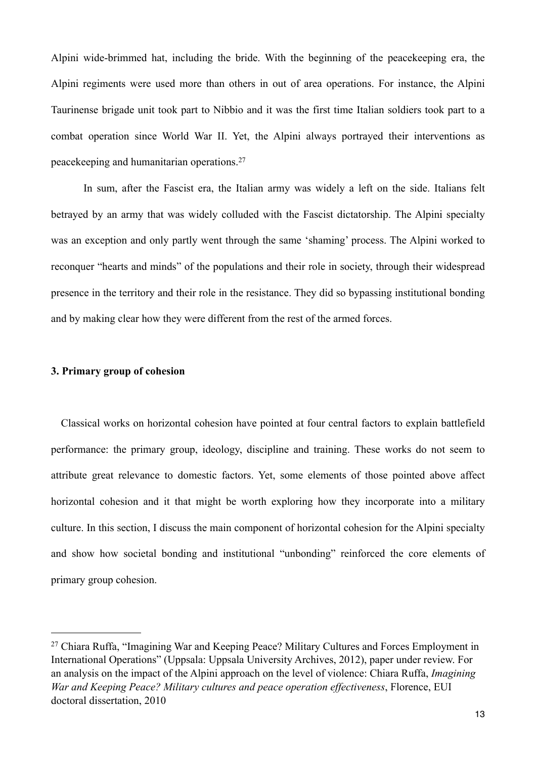Alpini wide-brimmed hat, including the bride. With the beginning of the peacekeeping era, the Alpini regiments were used more than others in out of area operations. For instance, the Alpini Taurinense brigade unit took part to Nibbio and it was the first time Italian soldiers took part to a combat operation since World War II. Yet, the Alpini always portrayed their interventions as peacekeeping and humanitarian operations.[27]

In sum, after the Fascist era, the Italian army was widely a left on the side. Italians felt betrayed by an army that was widely colluded with the Fascist dictatorship. The Alpini specialty was an exception and only partly went through the same 'shaming' process. The Alpini worked to reconquer "hearts and minds" of the populations and their role in society, through their widespread presence in the territory and their role in the resistance. They did so bypassing institutional bonding and by making clear how they were different from the rest of the armed forces.

### 3. Primary group of cohesion

Classical works on horizontal cohesion have pointed at four central factors to explain battlefield performance: the primary group, ideology, discipline and training. These works do not seem to attribute great relevance to domestic factors. Yet, some elements of those pointed above affect horizontal cohesion and it that might be worth exploring how they incorporate into a military culture. In this section, I discuss the main component of horizontal cohesion for the Alpini specialty and show how societal bonding and institutional "unbonding" reinforced the core elements of primary group cohesion.

---

[27] Chiara Ruffa, "Imagining War and Keeping Peace? Military Cultures and Forces Employment in International Operations" (Uppsala: Uppsala University Archives, 2012), paper under review. For an analysis on the impact of the Alpini approach on the level of violence: Chiara Ruffa, *Imagining War and Keeping Peace? Military cultures and peace operation effectiveness*, Florence, EUI doctoral dissertation, 2010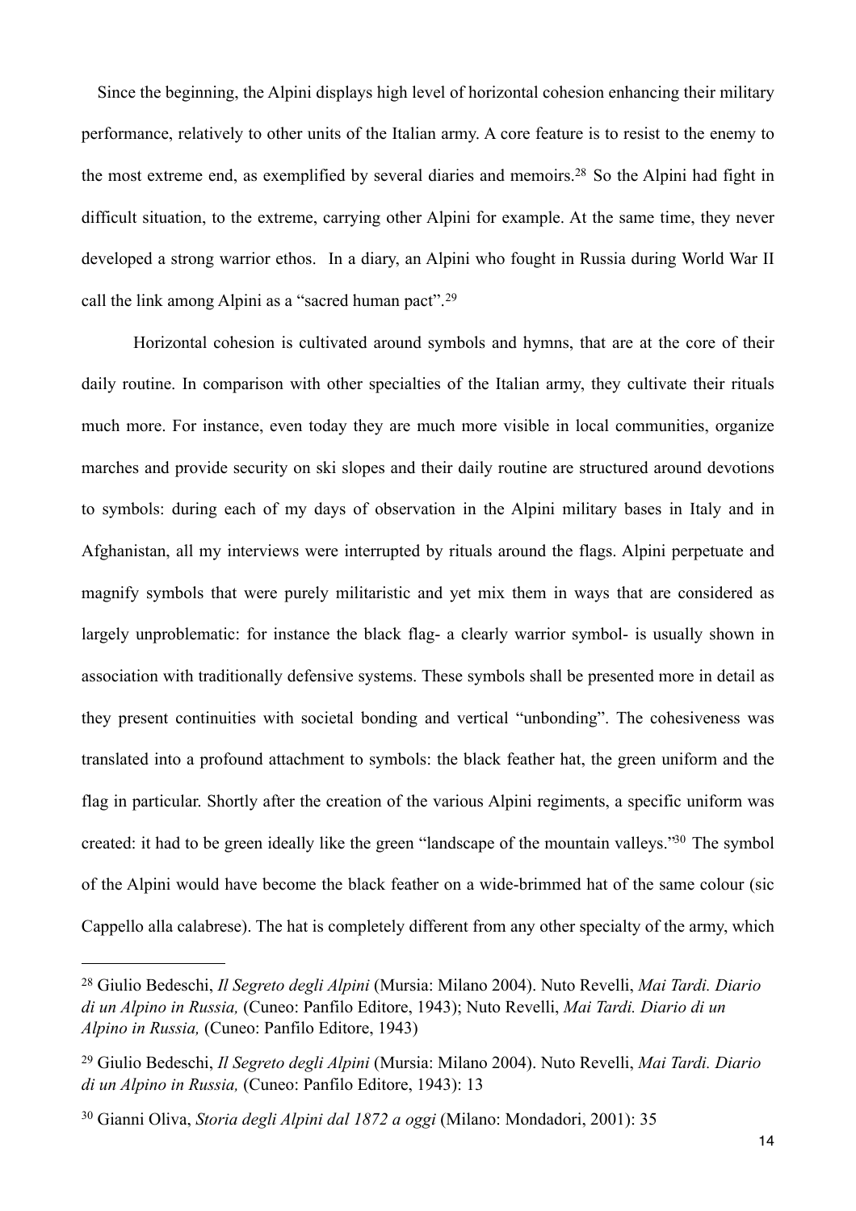Since the beginning, the Alpini displays high level of horizontal cohesion enhancing their military performance, relatively to other units of the Italian army. A core feature is to resist to the enemy to the most extreme end, as exemplified by several diaries and memoirs.[28] So the Alpini had fight in difficult situation, to the extreme, carrying other Alpini for example. At the same time, they never developed a strong warrior ethos. In a diary, an Alpini who fought in Russia during World War II call the link among Alpini as a "sacred human pact".[29]

Horizontal cohesion is cultivated around symbols and hymns, that are at the core of their daily routine. In comparison with other specialties of the Italian army, they cultivate their rituals much more. For instance, even today they are much more visible in local communities, organize marches and provide security on ski slopes and their daily routine are structured around devotions to symbols: during each of my days of observation in the Alpini military bases in Italy and in Afghanistan, all my interviews were interrupted by rituals around the flags. Alpini perpetuate and magnify symbols that were purely militaristic and yet mix them in ways that are considered as largely unproblematic: for instance the black flag- a clearly warrior symbol- is usually shown in association with traditionally defensive systems. These symbols shall be presented more in detail as they present continuities with societal bonding and vertical "unbonding". The cohesiveness was translated into a profound attachment to symbols: the black feather hat, the green uniform and the flag in particular. Shortly after the creation of the various Alpini regiments, a specific uniform was created: it had to be green ideally like the green "landscape of the mountain valleys."[30] The symbol of the Alpini would have become the black feather on a wide-brimmed hat of the same colour (sic Cappello alla calabrese). The hat is completely different from any other specialty of the army, which

---

[28] Giulio Bedeschi, *Il Segreto degli Alpini* (Mursia: Milano 2004). Nuto Revelli, *Mai Tardi. Diario di un Alpino in Russia,* (Cuneo: Panfilo Editore, 1943); Nuto Revelli, *Mai Tardi. Diario di un Alpino in Russia,* (Cuneo: Panfilo Editore, 1943)

[29] Giulio Bedeschi, *Il Segreto degli Alpini* (Mursia: Milano 2004). Nuto Revelli, *Mai Tardi. Diario di un Alpino in Russia,* (Cuneo: Panfilo Editore, 1943): 13

[30] Gianni Oliva, *Storia degli Alpini dal 1872 a oggi* (Milano: Mondadori, 2001): 35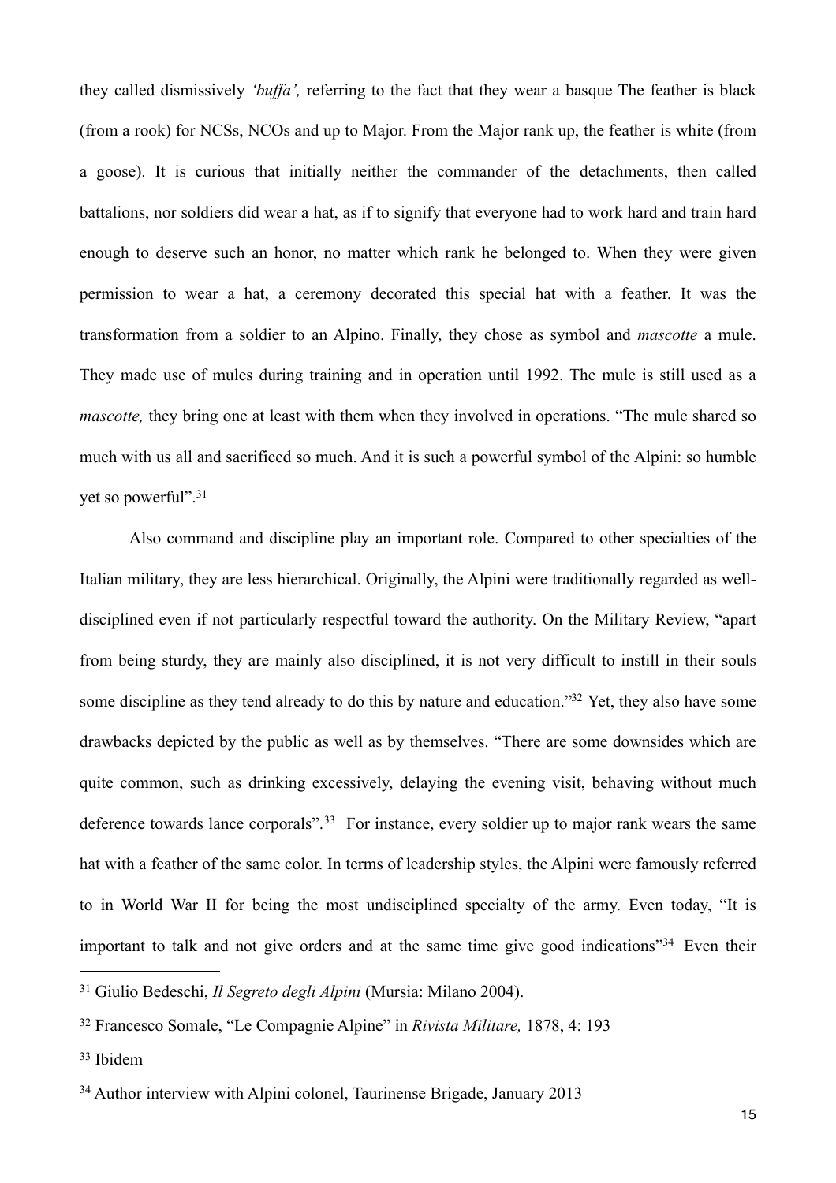they called dismissively *'buffa',* referring to the fact that they wear a basque The feather is black (from a rook) for NCSs, NCOs and up to Major. From the Major rank up, the feather is white (from a goose). It is curious that initially neither the commander of the detachments, then called battalions, nor soldiers did wear a hat, as if to signify that everyone had to work hard and train hard enough to deserve such an honor, no matter which rank he belonged to. When they were given permission to wear a hat, a ceremony decorated this special hat with a feather. It was the transformation from a soldier to an Alpino. Finally, they chose as symbol and *mascotte* a mule. They made use of mules during training and in operation until 1992. The mule is still used as a *mascotte,* they bring one at least with them when they involved in operations. "The mule shared so much with us all and sacrificed so much. And it is such a powerful symbol of the Alpini: so humble yet so powerful".[31]

Also command and discipline play an important role. Compared to other specialties of the Italian military, they are less hierarchical. Originally, the Alpini were traditionally regarded as well-disciplined even if not particularly respectful toward the authority. On the Military Review, "apart from being sturdy, they are mainly also disciplined, it is not very difficult to instill in their souls some discipline as they tend already to do this by nature and education."[32] Yet, they also have some drawbacks depicted by the public as well as by themselves. "There are some downsides which are quite common, such as drinking excessively, delaying the evening visit, behaving without much deference towards lance corporals".[33] For instance, every soldier up to major rank wears the same hat with a feather of the same color. In terms of leadership styles, the Alpini were famously referred to in World War II for being the most undisciplined specialty of the army. Even today, "It is important to talk and not give orders and at the same time give good indications"[34] Even their

---

[31] Giulio Bedeschi, *Il Segreto degli Alpini* (Mursia: Milano 2004).

[32] Francesco Somale, "Le Compagnie Alpine" in *Rivista Militare,* 1878, 4: 193

[33] Ibidem

[34] Author interview with Alpini colonel, Taurinense Brigade, January 2013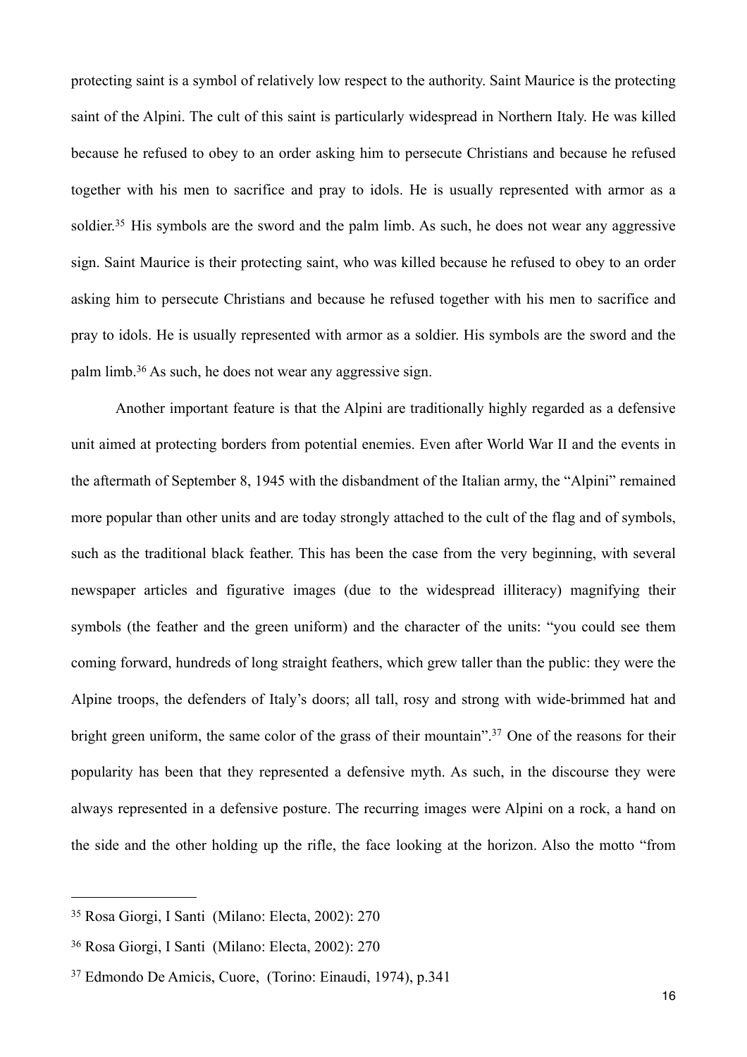protecting saint is a symbol of relatively low respect to the authority. Saint Maurice is the protecting saint of the Alpini. The cult of this saint is particularly widespread in Northern Italy. He was killed because he refused to obey to an order asking him to persecute Christians and because he refused together with his men to sacrifice and pray to idols. He is usually represented with armor as a soldier.[35] His symbols are the sword and the palm limb. As such, he does not wear any aggressive sign. Saint Maurice is their protecting saint, who was killed because he refused to obey to an order asking him to persecute Christians and because he refused together with his men to sacrifice and pray to idols. He is usually represented with armor as a soldier. His symbols are the sword and the palm limb.[36] As such, he does not wear any aggressive sign.

Another important feature is that the Alpini are traditionally highly regarded as a defensive unit aimed at protecting borders from potential enemies. Even after World War II and the events in the aftermath of September 8, 1945 with the disbandment of the Italian army, the "Alpini" remained more popular than other units and are today strongly attached to the cult of the flag and of symbols, such as the traditional black feather. This has been the case from the very beginning, with several newspaper articles and figurative images (due to the widespread illiteracy) magnifying their symbols (the feather and the green uniform) and the character of the units: "you could see them coming forward, hundreds of long straight feathers, which grew taller than the public: they were the Alpine troops, the defenders of Italy's doors; all tall, rosy and strong with wide-brimmed hat and bright green uniform, the same color of the grass of their mountain".[37] One of the reasons for their popularity has been that they represented a defensive myth. As such, in the discourse they were always represented in a defensive posture. The recurring images were Alpini on a rock, a hand on the side and the other holding up the rifle, the face looking at the horizon. Also the motto "from

---

[35] Rosa Giorgi, I Santi (Milano: Electa, 2002): 270

[36] Rosa Giorgi, I Santi (Milano: Electa, 2002): 270

[37] Edmondo De Amicis, Cuore, (Torino: Einaudi, 1974), p.341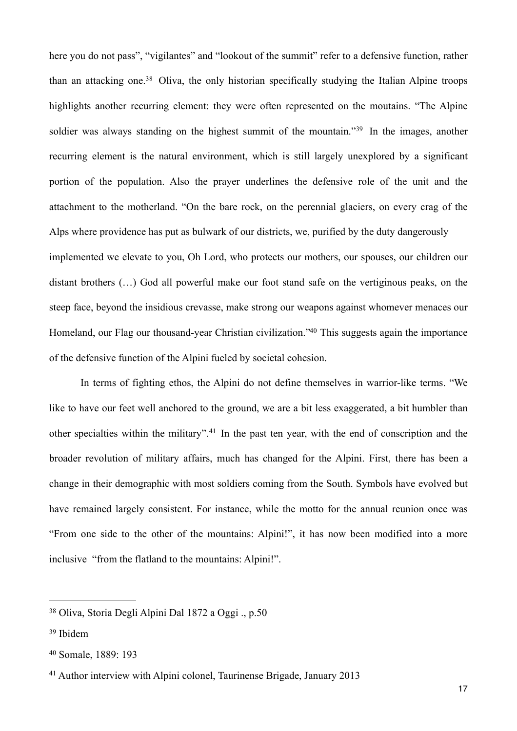here you do not pass", "vigilantes" and "lookout of the summit" refer to a defensive function, rather than an attacking one.[38] Oliva, the only historian specifically studying the Italian Alpine troops highlights another recurring element: they were often represented on the moutains. "The Alpine soldier was always standing on the highest summit of the mountain."[39] In the images, another recurring element is the natural environment, which is still largely unexplored by a significant portion of the population. Also the prayer underlines the defensive role of the unit and the attachment to the motherland. "On the bare rock, on the perennial glaciers, on every crag of the Alps where providence has put as bulwark of our districts, we, purified by the duty dangerously implemented we elevate to you, Oh Lord, who protects our mothers, our spouses, our children our distant brothers (…) God all powerful make our foot stand safe on the vertiginous peaks, on the steep face, beyond the insidious crevasse, make strong our weapons against whomever menaces our Homeland, our Flag our thousand-year Christian civilization."[40] This suggests again the importance of the defensive function of the Alpini fueled by societal cohesion.

In terms of fighting ethos, the Alpini do not define themselves in warrior-like terms. "We like to have our feet well anchored to the ground, we are a bit less exaggerated, a bit humbler than other specialties within the military".[41] In the past ten year, with the end of conscription and the broader revolution of military affairs, much has changed for the Alpini. First, there has been a change in their demographic with most soldiers coming from the South. Symbols have evolved but have remained largely consistent. For instance, while the motto for the annual reunion once was "From one side to the other of the mountains: Alpini!", it has now been modified into a more inclusive "from the flatland to the mountains: Alpini!".

---

[38] Oliva, Storia Degli Alpini Dal 1872 a Oggi ., p.50

[39] Ibidem

[40] Somale, 1889: 193

[41] Author interview with Alpini colonel, Taurinense Brigade, January 2013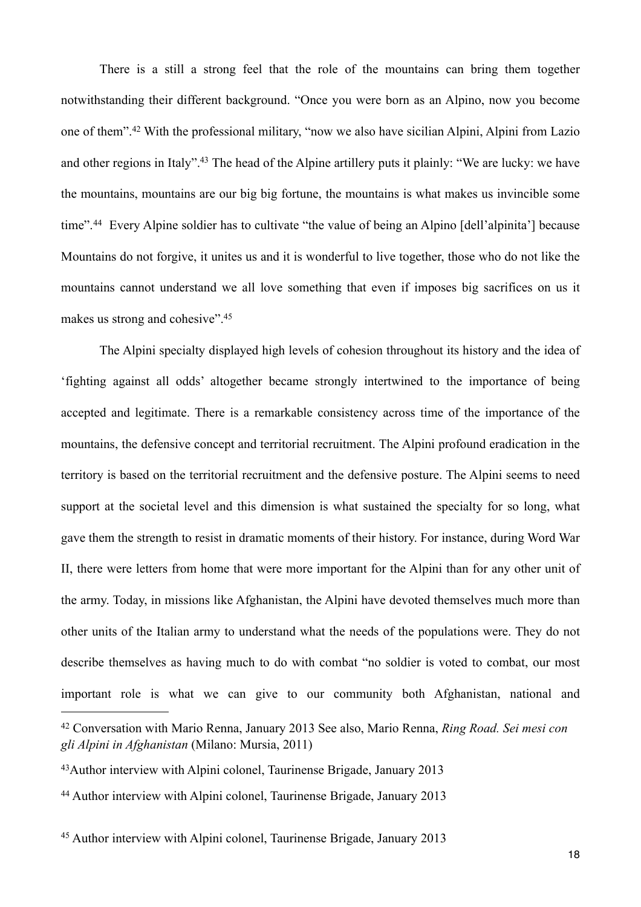There is a still a strong feel that the role of the mountains can bring them together notwithstanding their different background. "Once you were born as an Alpino, now you become one of them".[42] With the professional military, "now we also have sicilian Alpini, Alpini from Lazio and other regions in Italy".[43] The head of the Alpine artillery puts it plainly: "We are lucky: we have the mountains, mountains are our big big fortune, the mountains is what makes us invincible some time".[44] Every Alpine soldier has to cultivate "the value of being an Alpino [dell'alpinita'] because Mountains do not forgive, it unites us and it is wonderful to live together, those who do not like the mountains cannot understand we all love something that even if imposes big sacrifices on us it makes us strong and cohesive".[45]

The Alpini specialty displayed high levels of cohesion throughout its history and the idea of 'fighting against all odds' altogether became strongly intertwined to the importance of being accepted and legitimate. There is a remarkable consistency across time of the importance of the mountains, the defensive concept and territorial recruitment. The Alpini profound eradication in the territory is based on the territorial recruitment and the defensive posture. The Alpini seems to need support at the societal level and this dimension is what sustained the specialty for so long, what gave them the strength to resist in dramatic moments of their history. For instance, during Word War II, there were letters from home that were more important for the Alpini than for any other unit of the army. Today, in missions like Afghanistan, the Alpini have devoted themselves much more than other units of the Italian army to understand what the needs of the populations were. They do not describe themselves as having much to do with combat "no soldier is voted to combat, our most important role is what we can give to our community both Afghanistan, national and

---

[42] Conversation with Mario Renna, January 2013 See also, Mario Renna, *Ring Road. Sei mesi con gli Alpini in Afghanistan* (Milano: Mursia, 2011)

[43] Author interview with Alpini colonel, Taurinense Brigade, January 2013

[44] Author interview with Alpini colonel, Taurinense Brigade, January 2013

[45] Author interview with Alpini colonel, Taurinense Brigade, January 2013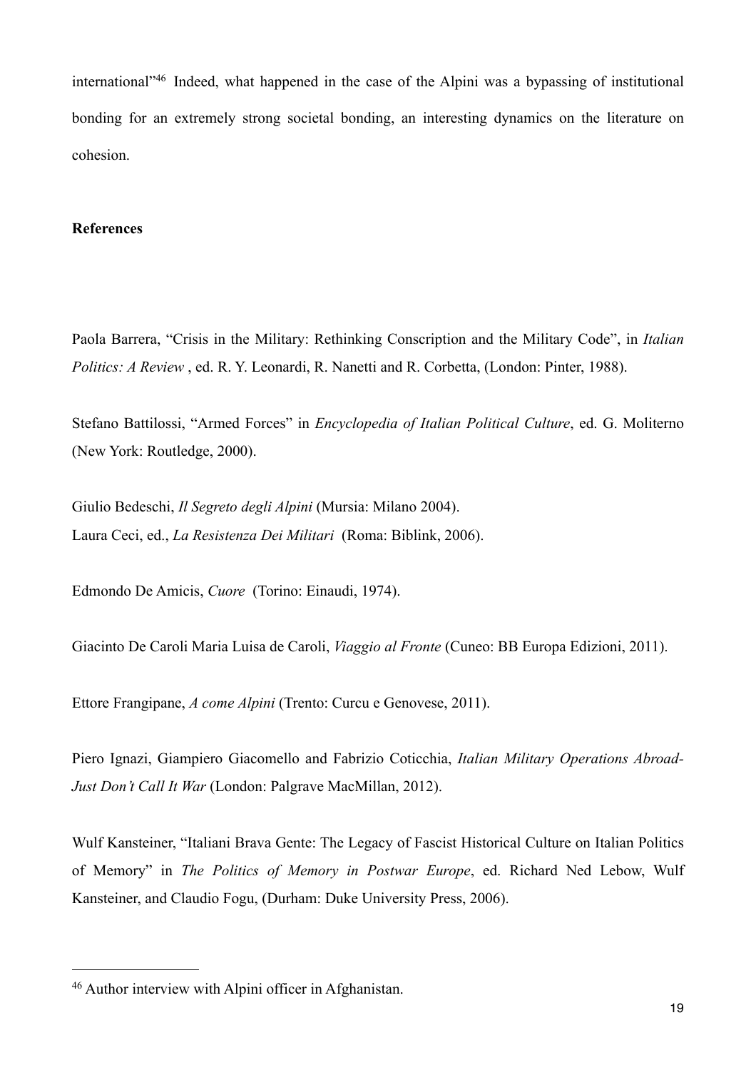international"[46] Indeed, what happened in the case of the Alpini was a bypassing of institutional bonding for an extremely strong societal bonding, an interesting dynamics on the literature on cohesion.

**References**

Paola Barrera, "Crisis in the Military: Rethinking Conscription and the Military Code", in *Italian Politics: A Review* , ed. R. Y. Leonardi, R. Nanetti and R. Corbetta, (London: Pinter, 1988).

Stefano Battilossi, "Armed Forces" in *Encyclopedia of Italian Political Culture*, ed. G. Moliterno (New York: Routledge, 2000).

Giulio Bedeschi, *Il Segreto degli Alpini* (Mursia: Milano 2004).

Laura Ceci, ed., *La Resistenza Dei Militari* (Roma: Biblink, 2006).

Edmondo De Amicis, *Cuore* (Torino: Einaudi, 1974).

Giacinto De Caroli Maria Luisa de Caroli, *Viaggio al Fronte* (Cuneo: BB Europa Edizioni, 2011).

Ettore Frangipane, *A come Alpini* (Trento: Curcu e Genovese, 2011).

Piero Ignazi, Giampiero Giacomello and Fabrizio Coticchia, *Italian Military Operations Abroad-Just Don't Call It War* (London: Palgrave MacMillan, 2012).

Wulf Kansteiner, "Italiani Brava Gente: The Legacy of Fascist Historical Culture on Italian Politics of Memory" in *The Politics of Memory in Postwar Europe*, ed. Richard Ned Lebow, Wulf Kansteiner, and Claudio Fogu, (Durham: Duke University Press, 2006).

---

[46] Author interview with Alpini officer in Afghanistan.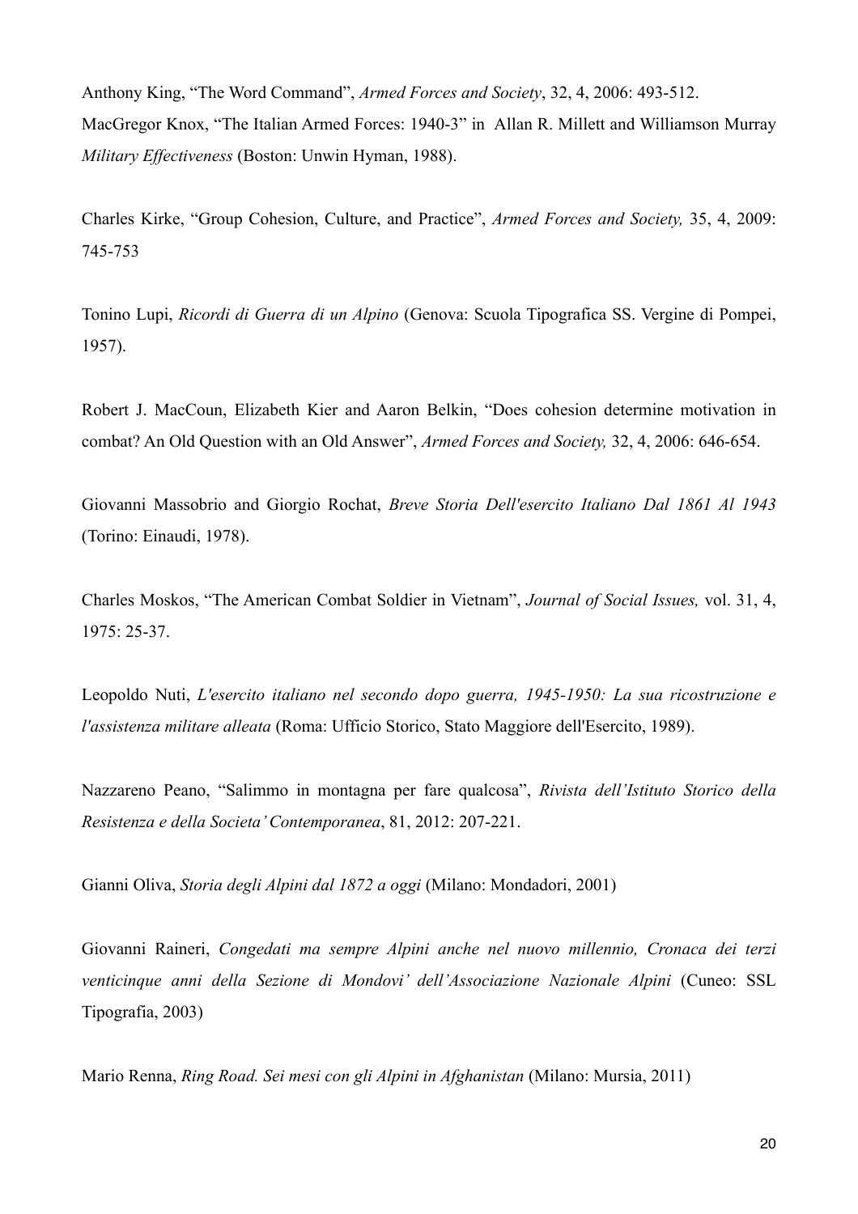Anthony King, "The Word Command", *Armed Forces and Society*, 32, 4, 2006: 493-512.
MacGregor Knox, "The Italian Armed Forces: 1940-3" in Allan R. Millett and Williamson Murray *Military Effectiveness* (Boston: Unwin Hyman, 1988).

Charles Kirke, "Group Cohesion, Culture, and Practice", *Armed Forces and Society,* 35, 4, 2009: 745-753

Tonino Lupi, *Ricordi di Guerra di un Alpino* (Genova: Scuola Tipografica SS. Vergine di Pompei, 1957).

Robert J. MacCoun, Elizabeth Kier and Aaron Belkin, "Does cohesion determine motivation in combat? An Old Question with an Old Answer", *Armed Forces and Society,* 32, 4, 2006: 646-654.

Giovanni Massobrio and Giorgio Rochat, *Breve Storia Dell'esercito Italiano Dal 1861 Al 1943* (Torino: Einaudi, 1978).

Charles Moskos, "The American Combat Soldier in Vietnam", *Journal of Social Issues,* vol. 31, 4, 1975: 25-37.

Leopoldo Nuti, *L'esercito italiano nel secondo dopo guerra, 1945-1950: La sua ricostruzione e l'assistenza militare alleata* (Roma: Ufficio Storico, Stato Maggiore dell'Esercito, 1989).

Nazzareno Peano, "Salimmo in montagna per fare qualcosa", *Rivista dell'Istituto Storico della Resistenza e della Societa' Contemporanea*, 81, 2012: 207-221.

Gianni Oliva, *Storia degli Alpini dal 1872 a oggi* (Milano: Mondadori, 2001)

Giovanni Raineri, *Congedati ma sempre Alpini anche nel nuovo millennio, Cronaca dei terzi venticinque anni della Sezione di Mondovi' dell'Associazione Nazionale Alpini* (Cuneo: SSL Tipografia, 2003)

Mario Renna, *Ring Road. Sei mesi con gli Alpini in Afghanistan* (Milano: Mursia, 2011)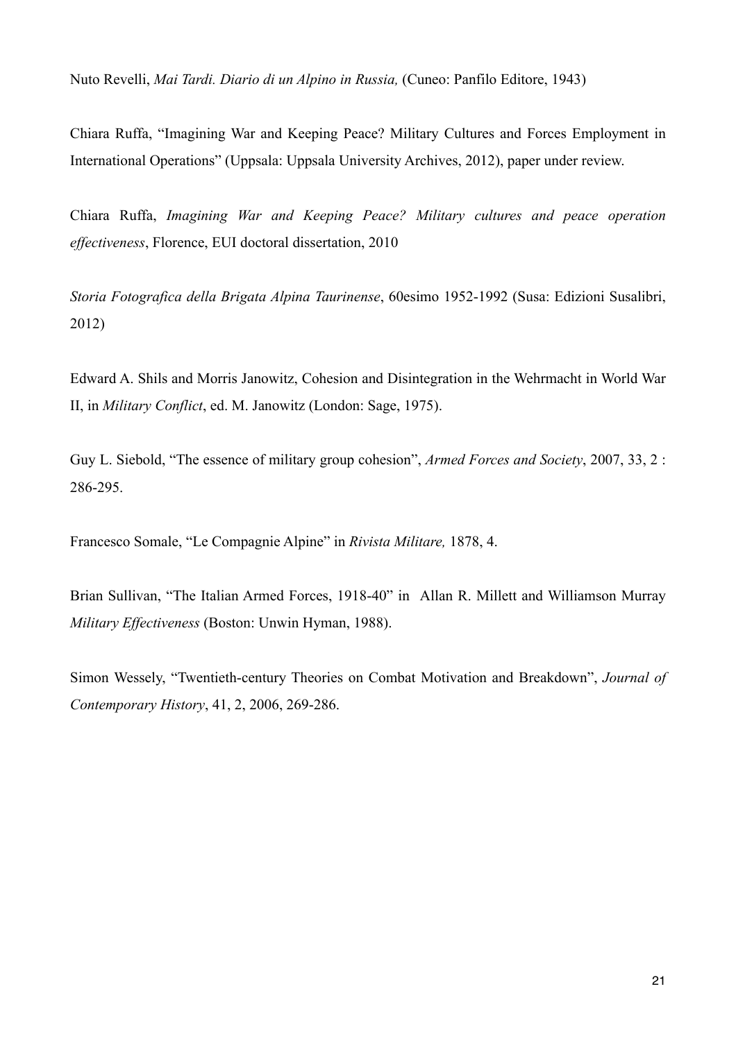Nuto Revelli, *Mai Tardi. Diario di un Alpino in Russia,* (Cuneo: Panfilo Editore, 1943)

Chiara Ruffa, "Imagining War and Keeping Peace? Military Cultures and Forces Employment in International Operations" (Uppsala: Uppsala University Archives, 2012), paper under review.

Chiara Ruffa, *Imagining War and Keeping Peace? Military cultures and peace operation effectiveness*, Florence, EUI doctoral dissertation, 2010

*Storia Fotografica della Brigata Alpina Taurinense*, 60esimo 1952-1992 (Susa: Edizioni Susalibri, 2012)

Edward A. Shils and Morris Janowitz, Cohesion and Disintegration in the Wehrmacht in World War II, in *Military Conflict*, ed. M. Janowitz (London: Sage, 1975).

Guy L. Siebold, "The essence of military group cohesion", *Armed Forces and Society*, 2007, 33, 2 : 286-295.

Francesco Somale, "Le Compagnie Alpine" in *Rivista Militare,* 1878, 4.

Brian Sullivan, "The Italian Armed Forces, 1918-40" in Allan R. Millett and Williamson Murray *Military Effectiveness* (Boston: Unwin Hyman, 1988).

Simon Wessely, "Twentieth-century Theories on Combat Motivation and Breakdown", *Journal of Contemporary History*, 41, 2, 2006, 269-286.